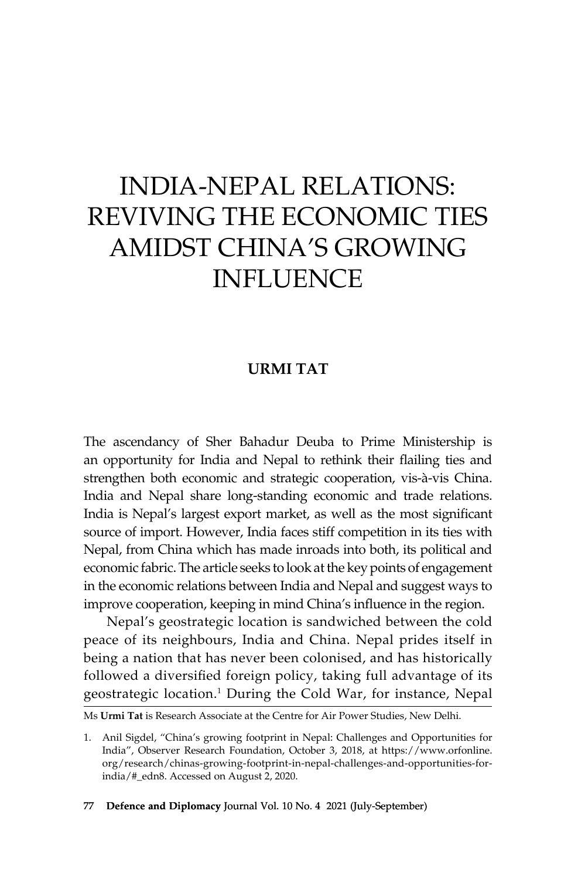# INDIA-NEPAL RELATIONS: REVIVING THE ECONOMIC TIES AMIDST CHINA'S GROWING INFLUENCE

**URMI TAT**

The ascendancy of Sher Bahadur Deuba to Prime Ministership is an opportunity for India and Nepal to rethink their flailing ties and strengthen both economic and strategic cooperation, vis-à-vis China. India and Nepal share long-standing economic and trade relations. India is Nepal's largest export market, as well as the most significant source of import. However, India faces stiff competition in its ties with Nepal, from China which has made inroads into both, its political and economic fabric. The article seeks to look at the key points of engagement in the economic relations between India and Nepal and suggest ways to improve cooperation, keeping in mind China's influence in the region.

Nepal's geostrategic location is sandwiched between the cold peace of its neighbours, India and China. Nepal prides itself in being a nation that has never been colonised, and has historically followed a diversified foreign policy, taking full advantage of its geostrategic location.[1] During the Cold War, for instance, Nepal

---

Ms **Urmi Tat** is Research Associate at the Centre for Air Power Studies, New Delhi.

1. Anil Sigdel, "China's growing footprint in Nepal: Challenges and Opportunities for India", Observer Research Foundation, October 3, 2018, at https://www.orfonline.org/research/chinas-growing-footprint-in-nepal-challenges-and-opportunities-for-india/#_edn8. Accessed on August 2, 2020.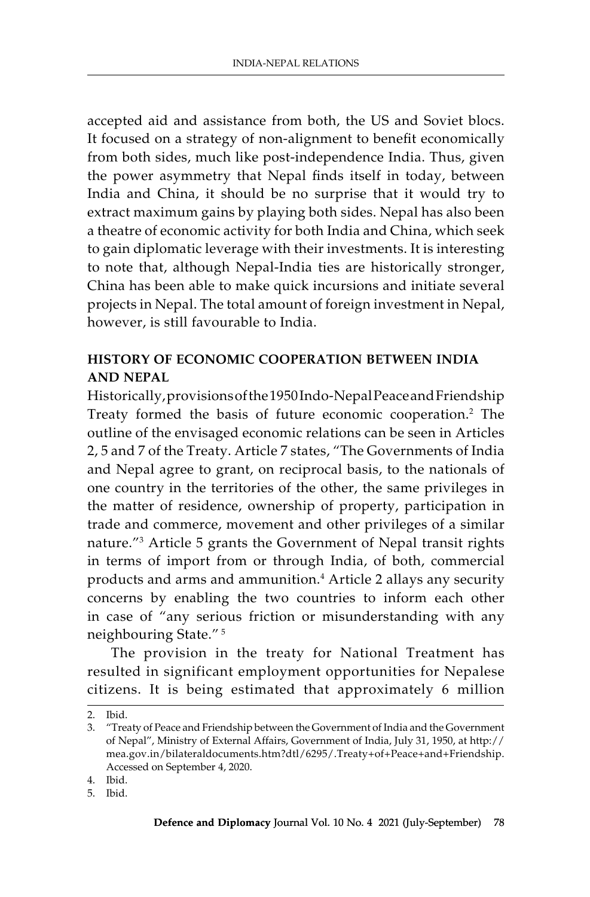accepted aid and assistance from both, the US and Soviet blocs. It focused on a strategy of non-alignment to benefit economically from both sides, much like post-independence India. Thus, given the power asymmetry that Nepal finds itself in today, between India and China, it should be no surprise that it would try to extract maximum gains by playing both sides. Nepal has also been a theatre of economic activity for both India and China, which seek to gain diplomatic leverage with their investments. It is interesting to note that, although Nepal-India ties are historically stronger, China has been able to make quick incursions and initiate several projects in Nepal. The total amount of foreign investment in Nepal, however, is still favourable to India.

## HISTORY OF ECONOMIC COOPERATION BETWEEN INDIA AND NEPAL

Historically, provisions of the 1950 Indo-Nepal Peace and Friendship Treaty formed the basis of future economic cooperation.[2] The outline of the envisaged economic relations can be seen in Articles 2, 5 and 7 of the Treaty. Article 7 states, "The Governments of India and Nepal agree to grant, on reciprocal basis, to the nationals of one country in the territories of the other, the same privileges in the matter of residence, ownership of property, participation in trade and commerce, movement and other privileges of a similar nature."[3] Article 5 grants the Government of Nepal transit rights in terms of import from or through India, of both, commercial products and arms and ammunition.[4] Article 2 allays any security concerns by enabling the two countries to inform each other in case of "any serious friction or misunderstanding with any neighbouring State." [5]

The provision in the treaty for National Treatment has resulted in significant employment opportunities for Nepalese citizens. It is being estimated that approximately 6 million

---

2. Ibid.
3. "Treaty of Peace and Friendship between the Government of India and the Government of Nepal", Ministry of External Affairs, Government of India, July 31, 1950, at http://mea.gov.in/bilateraldocuments.htm?dtl/6295/.Treaty+of+Peace+and+Friendship. Accessed on September 4, 2020.
4. Ibid.
5. Ibid.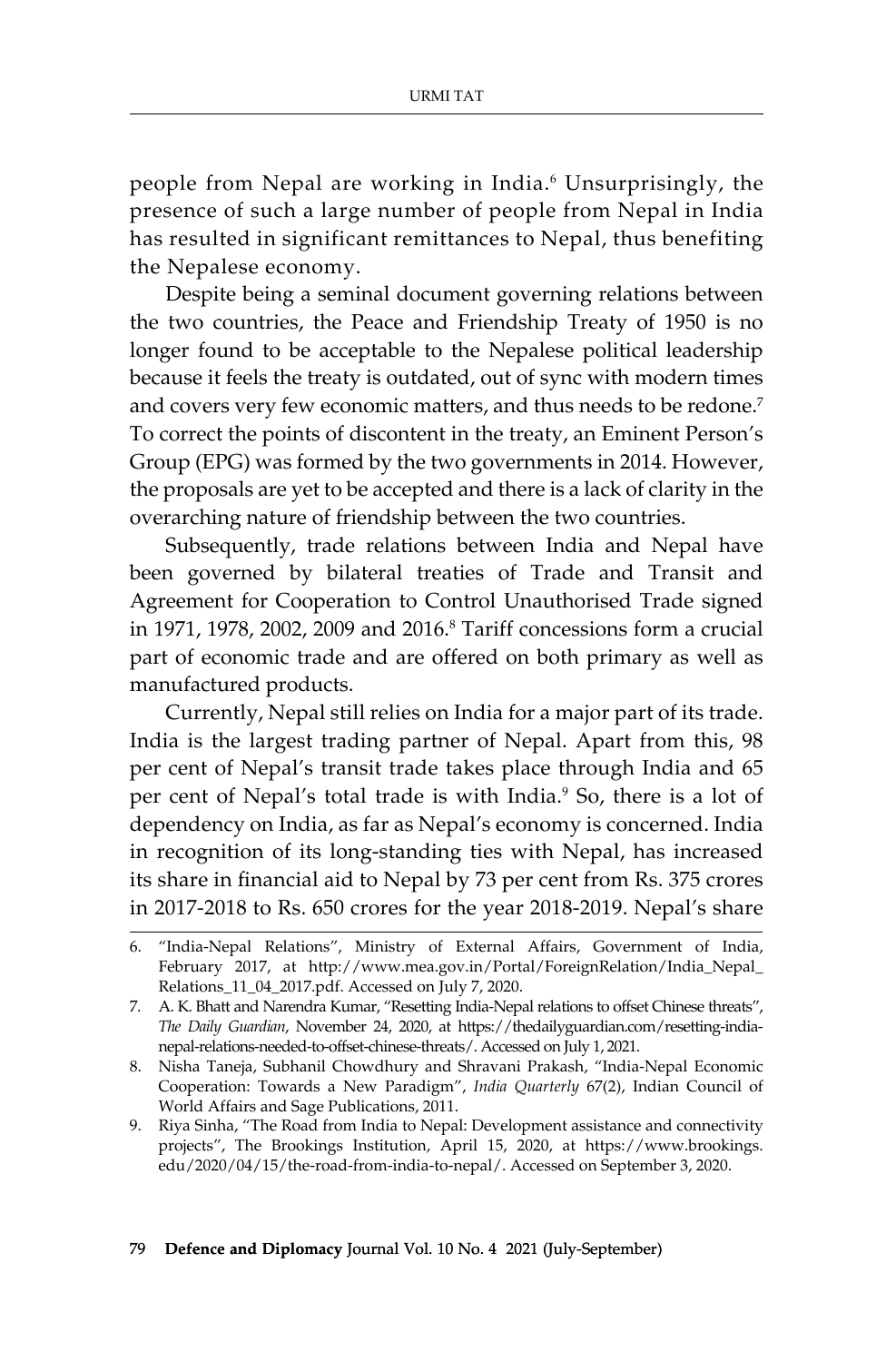people from Nepal are working in India.[6] Unsurprisingly, the presence of such a large number of people from Nepal in India has resulted in significant remittances to Nepal, thus benefiting the Nepalese economy.

Despite being a seminal document governing relations between the two countries, the Peace and Friendship Treaty of 1950 is no longer found to be acceptable to the Nepalese political leadership because it feels the treaty is outdated, out of sync with modern times and covers very few economic matters, and thus needs to be redone.[7] To correct the points of discontent in the treaty, an Eminent Person's Group (EPG) was formed by the two governments in 2014. However, the proposals are yet to be accepted and there is a lack of clarity in the overarching nature of friendship between the two countries.

Subsequently, trade relations between India and Nepal have been governed by bilateral treaties of Trade and Transit and Agreement for Cooperation to Control Unauthorised Trade signed in 1971, 1978, 2002, 2009 and 2016.[8] Tariff concessions form a crucial part of economic trade and are offered on both primary as well as manufactured products.

Currently, Nepal still relies on India for a major part of its trade. India is the largest trading partner of Nepal. Apart from this, 98 per cent of Nepal's transit trade takes place through India and 65 per cent of Nepal's total trade is with India.[9] So, there is a lot of dependency on India, as far as Nepal's economy is concerned. India in recognition of its long-standing ties with Nepal, has increased its share in financial aid to Nepal by 73 per cent from Rs. 375 crores in 2017-2018 to Rs. 650 crores for the year 2018-2019. Nepal's share

6. "India-Nepal Relations", Ministry of External Affairs, Government of India, February 2017, at http://www.mea.gov.in/Portal/ForeignRelation/India_Nepal_Relations_11_04_2017.pdf. Accessed on July 7, 2020.
7. A. K. Bhatt and Narendra Kumar, "Resetting India-Nepal relations to offset Chinese threats", *The Daily Guardian*, November 24, 2020, at https://thedailyguardian.com/resetting-india-nepal-relations-needed-to-offset-chinese-threats/. Accessed on July 1, 2021.
8. Nisha Taneja, Subhanil Chowdhury and Shravani Prakash, "India-Nepal Economic Cooperation: Towards a New Paradigm", *India Quarterly* 67(2), Indian Council of World Affairs and Sage Publications, 2011.
9. Riya Sinha, "The Road from India to Nepal: Development assistance and connectivity projects", The Brookings Institution, April 15, 2020, at https://www.brookings.edu/2020/04/15/the-road-from-india-to-nepal/. Accessed on September 3, 2020.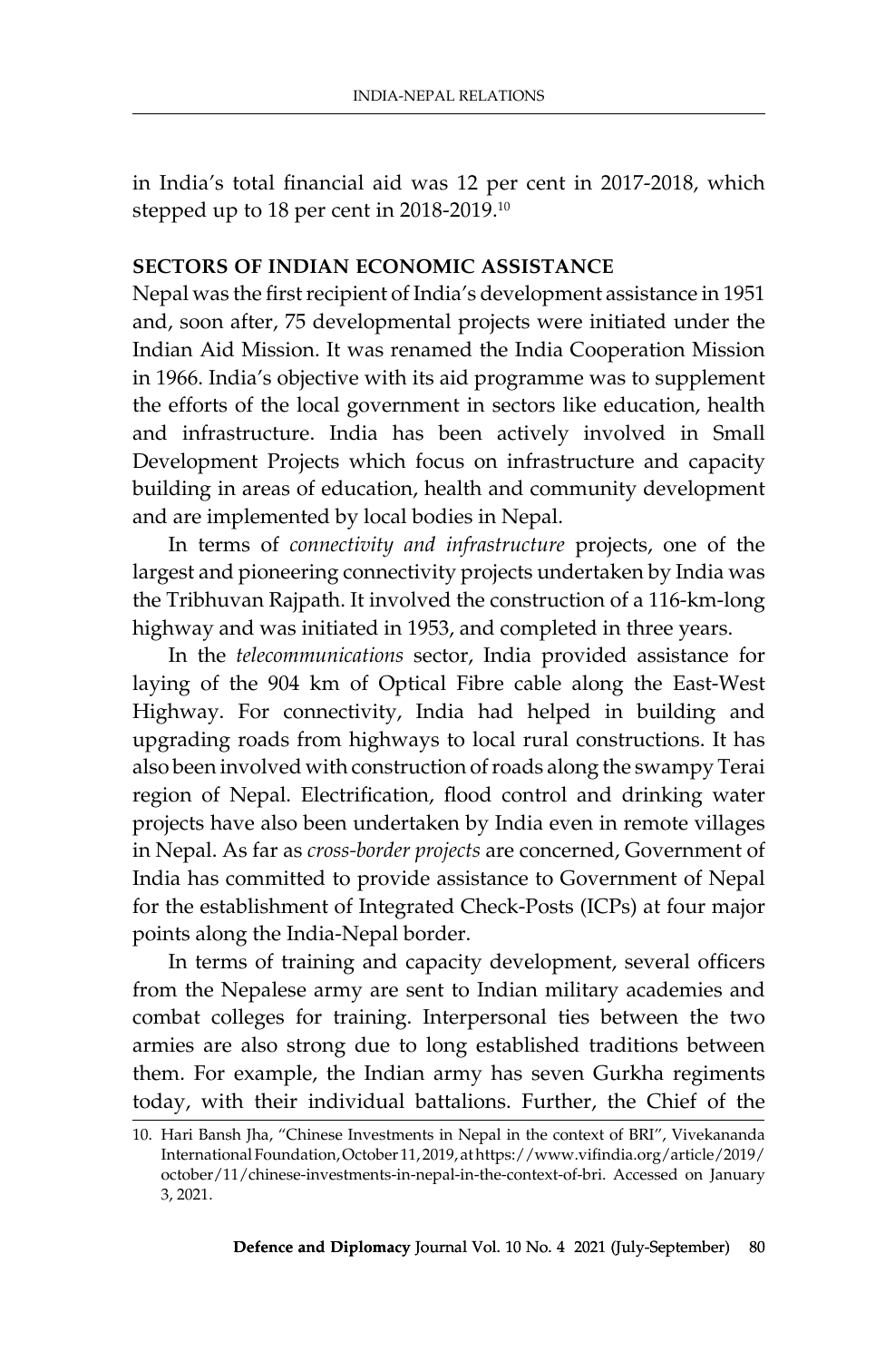in India's total financial aid was 12 per cent in 2017-2018, which stepped up to 18 per cent in 2018-2019.[10]

## SECTORS OF INDIAN ECONOMIC ASSISTANCE

Nepal was the first recipient of India's development assistance in 1951 and, soon after, 75 developmental projects were initiated under the Indian Aid Mission. It was renamed the India Cooperation Mission in 1966. India's objective with its aid programme was to supplement the efforts of the local government in sectors like education, health and infrastructure. India has been actively involved in Small Development Projects which focus on infrastructure and capacity building in areas of education, health and community development and are implemented by local bodies in Nepal.

In terms of *connectivity and infrastructure* projects, one of the largest and pioneering connectivity projects undertaken by India was the Tribhuvan Rajpath. It involved the construction of a 116-km-long highway and was initiated in 1953, and completed in three years.

In the *telecommunications* sector, India provided assistance for laying of the 904 km of Optical Fibre cable along the East-West Highway. For connectivity, India had helped in building and upgrading roads from highways to local rural constructions. It has also been involved with construction of roads along the swampy Terai region of Nepal. Electrification, flood control and drinking water projects have also been undertaken by India even in remote villages in Nepal. As far as *cross-border projects* are concerned, Government of India has committed to provide assistance to Government of Nepal for the establishment of Integrated Check-Posts (ICPs) at four major points along the India-Nepal border.

In terms of training and capacity development, several officers from the Nepalese army are sent to Indian military academies and combat colleges for training. Interpersonal ties between the two armies are also strong due to long established traditions between them. For example, the Indian army has seven Gurkha regiments today, with their individual battalions. Further, the Chief of the

10. Hari Bansh Jha, "Chinese Investments in Nepal in the context of BRI", Vivekananda International Foundation, October 11, 2019, at https://www.vifindia.org/article/2019/october/11/chinese-investments-in-nepal-in-the-context-of-bri. Accessed on January 3, 2021.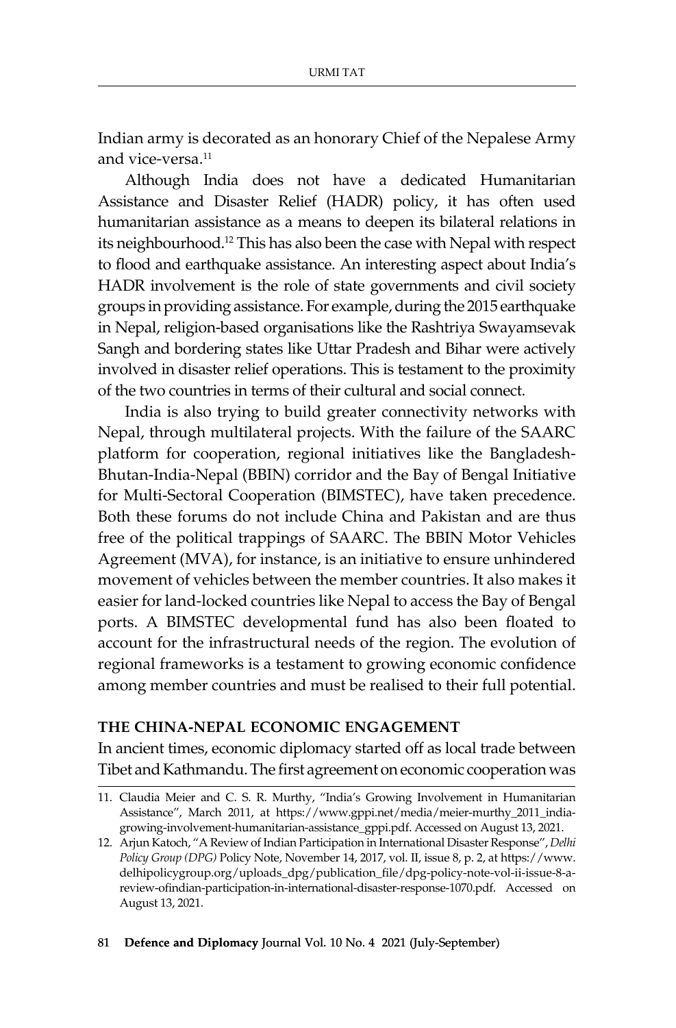Indian army is decorated as an honorary Chief of the Nepalese Army and vice-versa.[11]

Although India does not have a dedicated Humanitarian Assistance and Disaster Relief (HADR) policy, it has often used humanitarian assistance as a means to deepen its bilateral relations in its neighbourhood.[12] This has also been the case with Nepal with respect to flood and earthquake assistance. An interesting aspect about India's HADR involvement is the role of state governments and civil society groups in providing assistance. For example, during the 2015 earthquake in Nepal, religion-based organisations like the Rashtriya Swayamsevak Sangh and bordering states like Uttar Pradesh and Bihar were actively involved in disaster relief operations. This is testament to the proximity of the two countries in terms of their cultural and social connect.

India is also trying to build greater connectivity networks with Nepal, through multilateral projects. With the failure of the SAARC platform for cooperation, regional initiatives like the Bangladesh-Bhutan-India-Nepal (BBIN) corridor and the Bay of Bengal Initiative for Multi-Sectoral Cooperation (BIMSTEC), have taken precedence. Both these forums do not include China and Pakistan and are thus free of the political trappings of SAARC. The BBIN Motor Vehicles Agreement (MVA), for instance, is an initiative to ensure unhindered movement of vehicles between the member countries. It also makes it easier for land-locked countries like Nepal to access the Bay of Bengal ports. A BIMSTEC developmental fund has also been floated to account for the infrastructural needs of the region. The evolution of regional frameworks is a testament to growing economic confidence among member countries and must be realised to their full potential.

## THE CHINA-NEPAL ECONOMIC ENGAGEMENT

In ancient times, economic diplomacy started off as local trade between Tibet and Kathmandu. The first agreement on economic cooperation was

---

11. Claudia Meier and C. S. R. Murthy, "India's Growing Involvement in Humanitarian Assistance", March 2011, at https://www.gppi.net/media/meier-murthy_2011_india-growing-involvement-humanitarian-assistance_gppi.pdf. Accessed on August 13, 2021.
12. Arjun Katoch, "A Review of Indian Participation in International Disaster Response", *Delhi Policy Group (DPG)* Policy Note, November 14, 2017, vol. II, issue 8, p. 2, at https://www.delhipolicygroup.org/uploads_dpg/publication_file/dpg-policy-note-vol-ii-issue-8-a-review-ofindian-participation-in-international-disaster-response-1070.pdf. Accessed on August 13, 2021.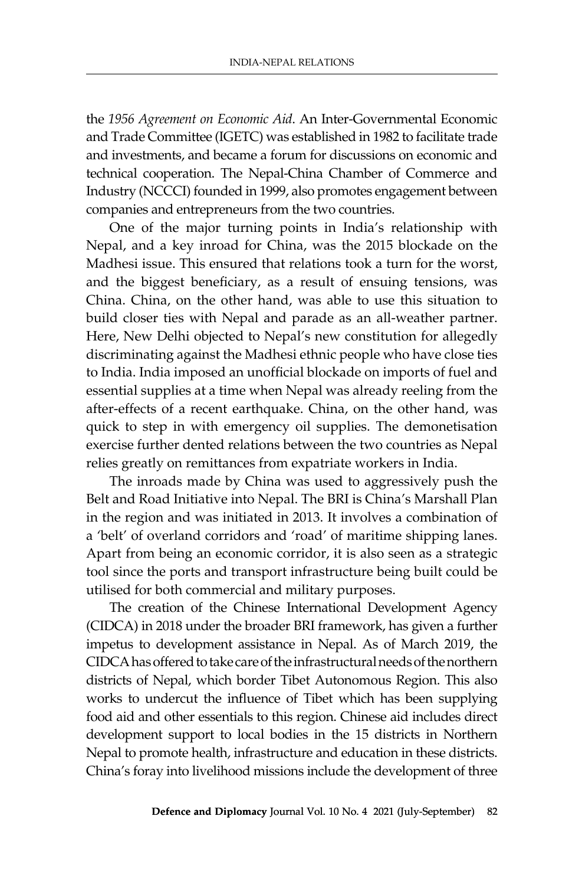the *1956 Agreement on Economic Aid*. An Inter-Governmental Economic and Trade Committee (IGETC) was established in 1982 to facilitate trade and investments, and became a forum for discussions on economic and technical cooperation. The Nepal-China Chamber of Commerce and Industry (NCCCI) founded in 1999, also promotes engagement between companies and entrepreneurs from the two countries.

One of the major turning points in India's relationship with Nepal, and a key inroad for China, was the 2015 blockade on the Madhesi issue. This ensured that relations took a turn for the worst, and the biggest beneficiary, as a result of ensuing tensions, was China. China, on the other hand, was able to use this situation to build closer ties with Nepal and parade as an all-weather partner. Here, New Delhi objected to Nepal's new constitution for allegedly discriminating against the Madhesi ethnic people who have close ties to India. India imposed an unofficial blockade on imports of fuel and essential supplies at a time when Nepal was already reeling from the after-effects of a recent earthquake. China, on the other hand, was quick to step in with emergency oil supplies. The demonetisation exercise further dented relations between the two countries as Nepal relies greatly on remittances from expatriate workers in India.

The inroads made by China was used to aggressively push the Belt and Road Initiative into Nepal. The BRI is China's Marshall Plan in the region and was initiated in 2013. It involves a combination of a 'belt' of overland corridors and 'road' of maritime shipping lanes. Apart from being an economic corridor, it is also seen as a strategic tool since the ports and transport infrastructure being built could be utilised for both commercial and military purposes.

The creation of the Chinese International Development Agency (CIDCA) in 2018 under the broader BRI framework, has given a further impetus to development assistance in Nepal. As of March 2019, the CIDCA has offered to take care of the infrastructural needs of the northern districts of Nepal, which border Tibet Autonomous Region. This also works to undercut the influence of Tibet which has been supplying food aid and other essentials to this region. Chinese aid includes direct development support to local bodies in the 15 districts in Northern Nepal to promote health, infrastructure and education in these districts. China's foray into livelihood missions include the development of three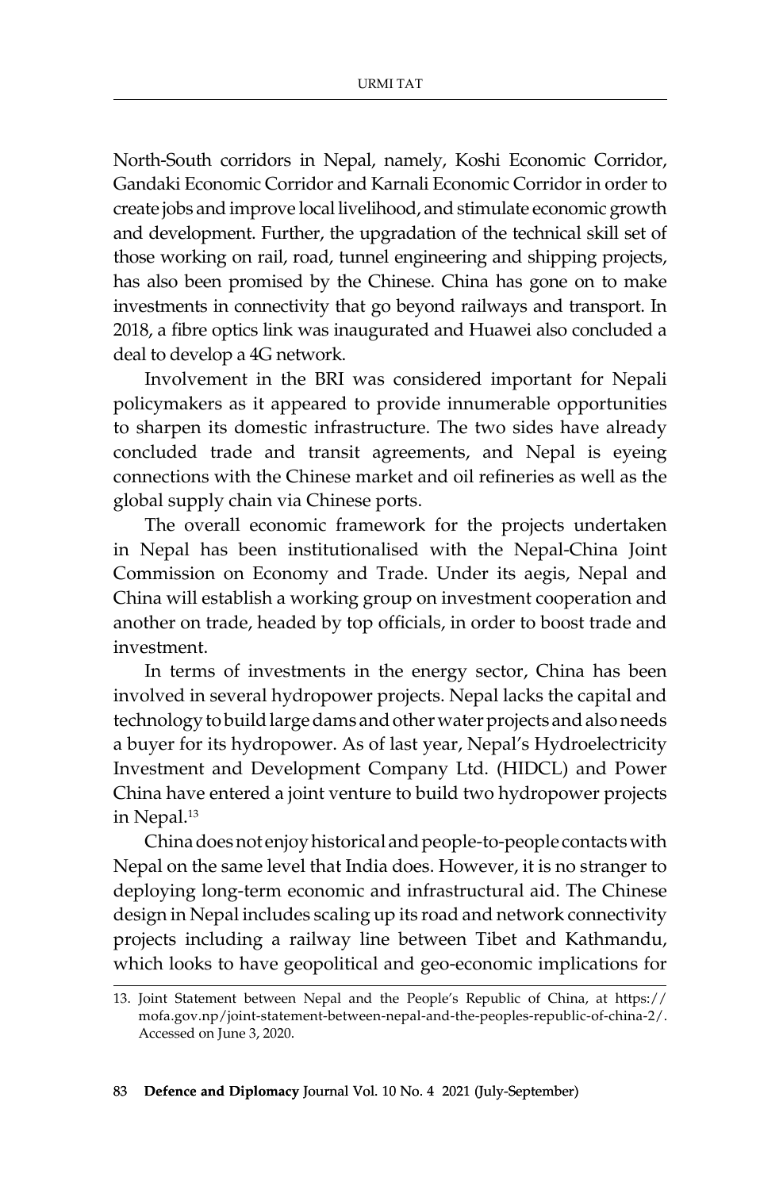North-South corridors in Nepal, namely, Koshi Economic Corridor, Gandaki Economic Corridor and Karnali Economic Corridor in order to create jobs and improve local livelihood, and stimulate economic growth and development. Further, the upgradation of the technical skill set of those working on rail, road, tunnel engineering and shipping projects, has also been promised by the Chinese. China has gone on to make investments in connectivity that go beyond railways and transport. In 2018, a fibre optics link was inaugurated and Huawei also concluded a deal to develop a 4G network.

Involvement in the BRI was considered important for Nepali policymakers as it appeared to provide innumerable opportunities to sharpen its domestic infrastructure. The two sides have already concluded trade and transit agreements, and Nepal is eyeing connections with the Chinese market and oil refineries as well as the global supply chain via Chinese ports.

The overall economic framework for the projects undertaken in Nepal has been institutionalised with the Nepal-China Joint Commission on Economy and Trade. Under its aegis, Nepal and China will establish a working group on investment cooperation and another on trade, headed by top officials, in order to boost trade and investment.

In terms of investments in the energy sector, China has been involved in several hydropower projects. Nepal lacks the capital and technology to build large dams and other water projects and also needs a buyer for its hydropower. As of last year, Nepal's Hydroelectricity Investment and Development Company Ltd. (HIDCL) and Power China have entered a joint venture to build two hydropower projects in Nepal.[13]

China does not enjoy historical and people-to-people contacts with Nepal on the same level that India does. However, it is no stranger to deploying long-term economic and infrastructural aid. The Chinese design in Nepal includes scaling up its road and network connectivity projects including a railway line between Tibet and Kathmandu, which looks to have geopolitical and geo-economic implications for

---

13. Joint Statement between Nepal and the People's Republic of China, at https://mofa.gov.np/joint-statement-between-nepal-and-the-peoples-republic-of-china-2/. Accessed on June 3, 2020.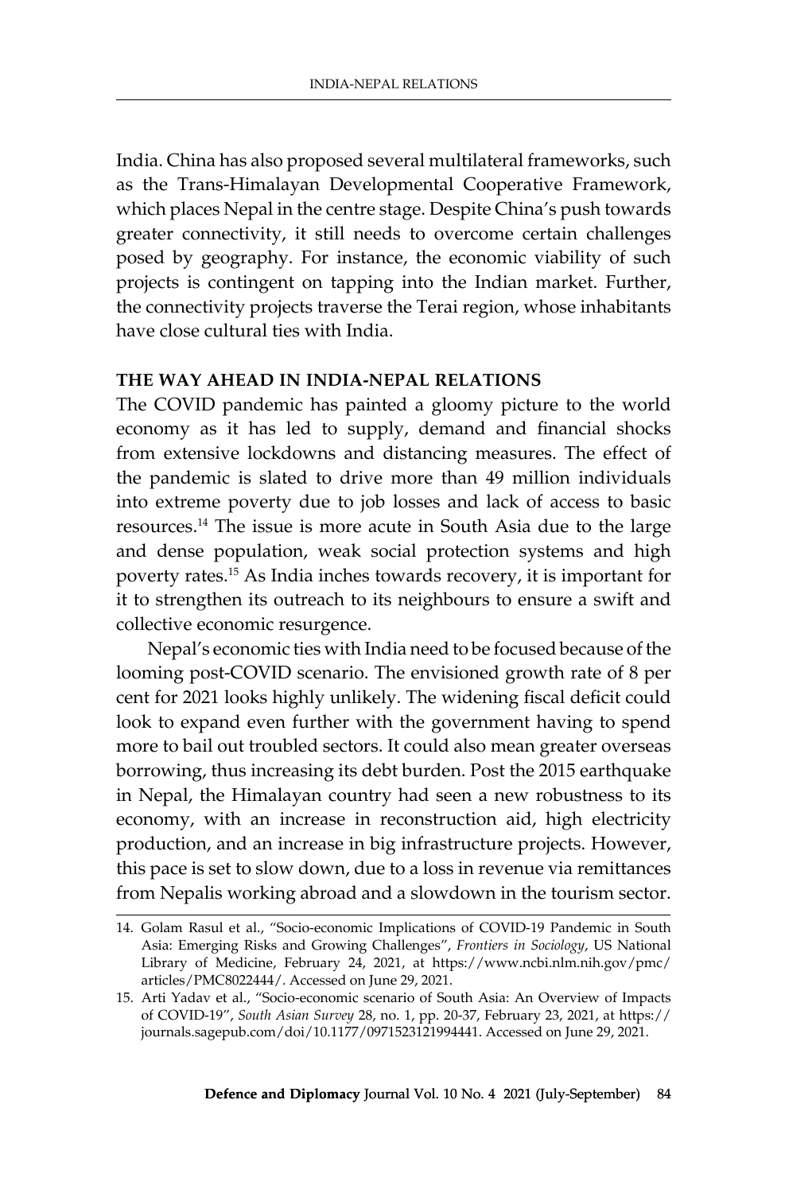India. China has also proposed several multilateral frameworks, such as the Trans-Himalayan Developmental Cooperative Framework, which places Nepal in the centre stage. Despite China's push towards greater connectivity, it still needs to overcome certain challenges posed by geography. For instance, the economic viability of such projects is contingent on tapping into the Indian market. Further, the connectivity projects traverse the Terai region, whose inhabitants have close cultural ties with India.

## THE WAY AHEAD IN INDIA-NEPAL RELATIONS

The COVID pandemic has painted a gloomy picture to the world economy as it has led to supply, demand and financial shocks from extensive lockdowns and distancing measures. The effect of the pandemic is slated to drive more than 49 million individuals into extreme poverty due to job losses and lack of access to basic resources.[14] The issue is more acute in South Asia due to the large and dense population, weak social protection systems and high poverty rates.[15] As India inches towards recovery, it is important for it to strengthen its outreach to its neighbours to ensure a swift and collective economic resurgence.

Nepal's economic ties with India need to be focused because of the looming post-COVID scenario. The envisioned growth rate of 8 per cent for 2021 looks highly unlikely. The widening fiscal deficit could look to expand even further with the government having to spend more to bail out troubled sectors. It could also mean greater overseas borrowing, thus increasing its debt burden. Post the 2015 earthquake in Nepal, the Himalayan country had seen a new robustness to its economy, with an increase in reconstruction aid, high electricity production, and an increase in big infrastructure projects. However, this pace is set to slow down, due to a loss in revenue via remittances from Nepalis working abroad and a slowdown in the tourism sector.

---

14. Golam Rasul et al., "Socio-economic Implications of COVID-19 Pandemic in South Asia: Emerging Risks and Growing Challenges", *Frontiers in Sociology*, US National Library of Medicine, February 24, 2021, at https://www.ncbi.nlm.nih.gov/pmc/articles/PMC8022444/. Accessed on June 29, 2021.
15. Arti Yadav et al., "Socio-economic scenario of South Asia: An Overview of Impacts of COVID-19", *South Asian Survey* 28, no. 1, pp. 20-37, February 23, 2021, at https://journals.sagepub.com/doi/10.1177/0971523121994441. Accessed on June 29, 2021.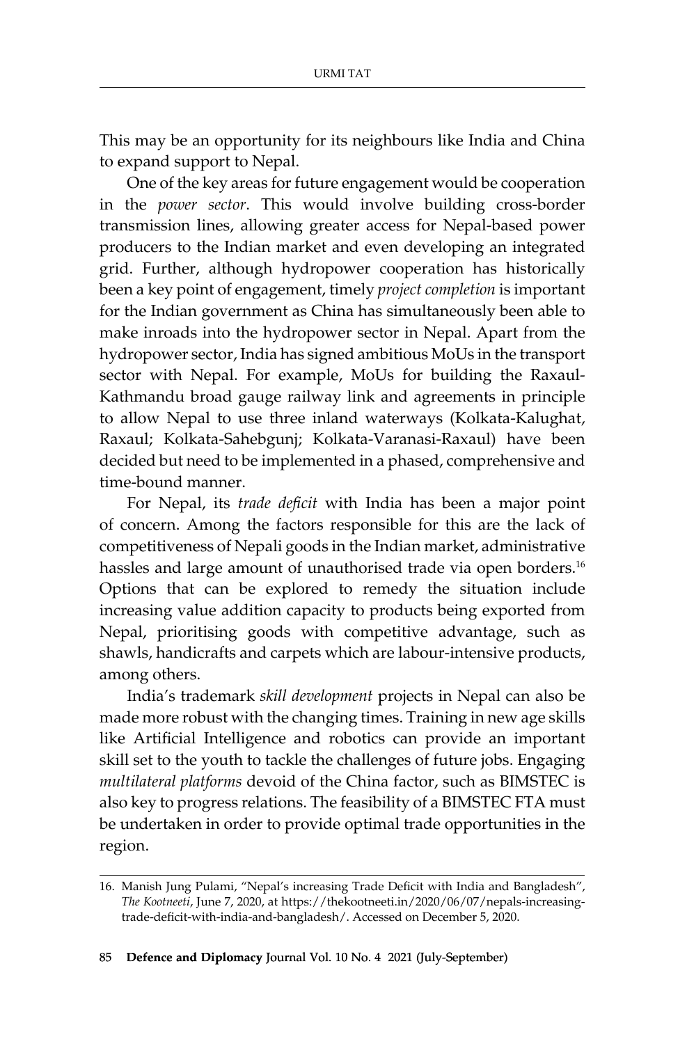This may be an opportunity for its neighbours like India and China to expand support to Nepal.

One of the key areas for future engagement would be cooperation in the *power sector*. This would involve building cross-border transmission lines, allowing greater access for Nepal-based power producers to the Indian market and even developing an integrated grid. Further, although hydropower cooperation has historically been a key point of engagement, timely *project completion* is important for the Indian government as China has simultaneously been able to make inroads into the hydropower sector in Nepal. Apart from the hydropower sector, India has signed ambitious MoUs in the transport sector with Nepal. For example, MoUs for building the Raxaul-Kathmandu broad gauge railway link and agreements in principle to allow Nepal to use three inland waterways (Kolkata-Kalughat, Raxaul; Kolkata-Sahebgunj; Kolkata-Varanasi-Raxaul) have been decided but need to be implemented in a phased, comprehensive and time-bound manner.

For Nepal, its *trade deficit* with India has been a major point of concern. Among the factors responsible for this are the lack of competitiveness of Nepali goods in the Indian market, administrative hassles and large amount of unauthorised trade via open borders.[16] Options that can be explored to remedy the situation include increasing value addition capacity to products being exported from Nepal, prioritising goods with competitive advantage, such as shawls, handicrafts and carpets which are labour-intensive products, among others.

India's trademark *skill development* projects in Nepal can also be made more robust with the changing times. Training in new age skills like Artificial Intelligence and robotics can provide an important skill set to the youth to tackle the challenges of future jobs. Engaging *multilateral platforms* devoid of the China factor, such as BIMSTEC is also key to progress relations. The feasibility of a BIMSTEC FTA must be undertaken in order to provide optimal trade opportunities in the region.

---

16. Manish Jung Pulami, "Nepal's increasing Trade Deficit with India and Bangladesh", *The Kootneeti*, June 7, 2020, at https://thekootneeti.in/2020/06/07/nepals-increasing-trade-deficit-with-india-and-bangladesh/. Accessed on December 5, 2020.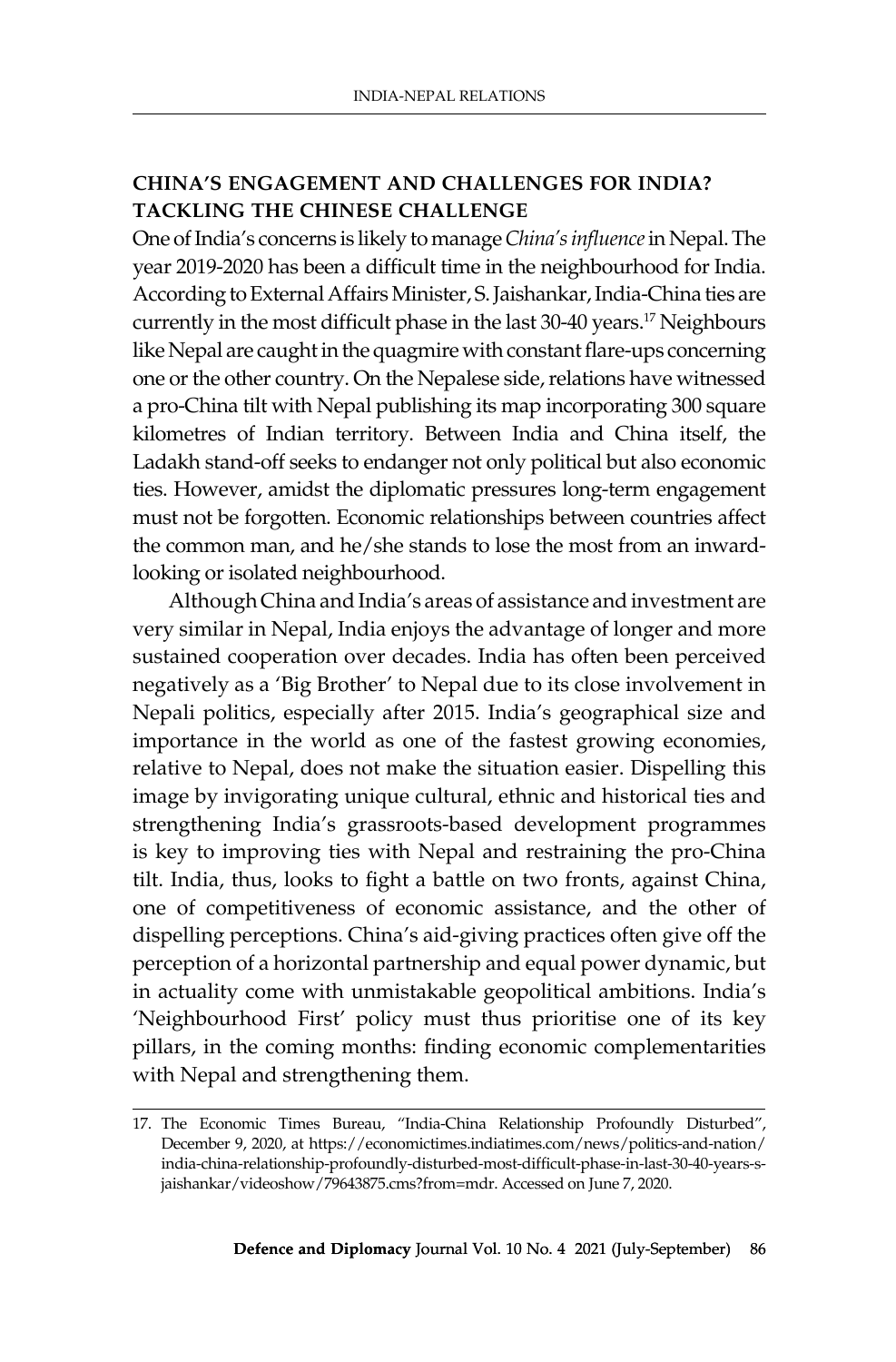## CHINA'S ENGAGEMENT AND CHALLENGES FOR INDIA? TACKLING THE CHINESE CHALLENGE

One of India's concerns is likely to manage *China's influence* in Nepal. The year 2019-2020 has been a difficult time in the neighbourhood for India. According to External Affairs Minister, S. Jaishankar, India-China ties are currently in the most difficult phase in the last 30-40 years.[17] Neighbours like Nepal are caught in the quagmire with constant flare-ups concerning one or the other country. On the Nepalese side, relations have witnessed a pro-China tilt with Nepal publishing its map incorporating 300 square kilometres of Indian territory. Between India and China itself, the Ladakh stand-off seeks to endanger not only political but also economic ties. However, amidst the diplomatic pressures long-term engagement must not be forgotten. Economic relationships between countries affect the common man, and he/she stands to lose the most from an inward-looking or isolated neighbourhood.

Although China and India's areas of assistance and investment are very similar in Nepal, India enjoys the advantage of longer and more sustained cooperation over decades. India has often been perceived negatively as a 'Big Brother' to Nepal due to its close involvement in Nepali politics, especially after 2015. India's geographical size and importance in the world as one of the fastest growing economies, relative to Nepal, does not make the situation easier. Dispelling this image by invigorating unique cultural, ethnic and historical ties and strengthening India's grassroots-based development programmes is key to improving ties with Nepal and restraining the pro-China tilt. India, thus, looks to fight a battle on two fronts, against China, one of competitiveness of economic assistance, and the other of dispelling perceptions. China's aid-giving practices often give off the perception of a horizontal partnership and equal power dynamic, but in actuality come with unmistakable geopolitical ambitions. India's 'Neighbourhood First' policy must thus prioritise one of its key pillars, in the coming months: finding economic complementarities with Nepal and strengthening them.

---

17. The Economic Times Bureau, "India-China Relationship Profoundly Disturbed", December 9, 2020, at https://economictimes.indiatimes.com/news/politics-and-nation/india-china-relationship-profoundly-disturbed-most-difficult-phase-in-last-30-40-years-s-jaishankar/videoshow/79643875.cms?from=mdr. Accessed on June 7, 2020.